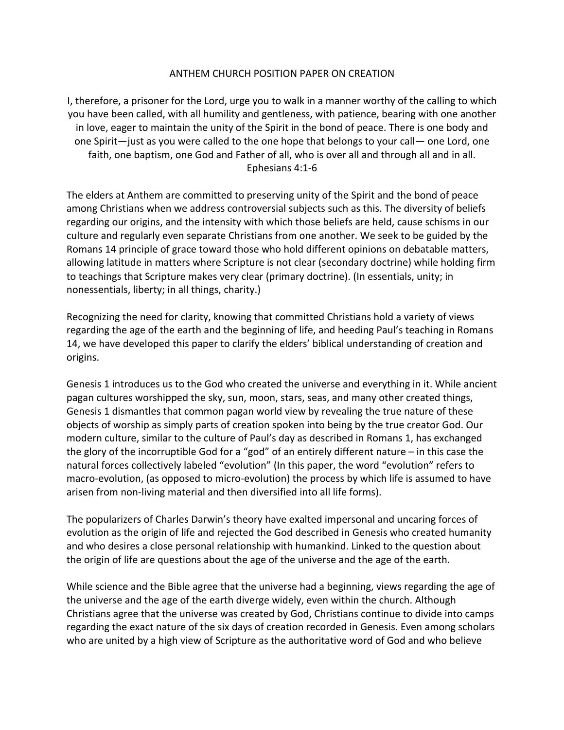# ANTHEM CHURCH POSITION PAPER ON CREATION

I, therefore, a prisoner for the Lord, urge you to walk in a manner worthy of the calling to which you have been called, with all humility and gentleness, with patience, bearing with one another in love, eager to maintain the unity of the Spirit in the bond of peace. There is one body and one Spirit—just as you were called to the one hope that belongs to your call— one Lord, one faith, one baptism, one God and Father of all, who is over all and through all and in all.
Ephesians 4:1-6

The elders at Anthem are committed to preserving unity of the Spirit and the bond of peace among Christians when we address controversial subjects such as this. The diversity of beliefs regarding our origins, and the intensity with which those beliefs are held, cause schisms in our culture and regularly even separate Christians from one another. We seek to be guided by the Romans 14 principle of grace toward those who hold different opinions on debatable matters, allowing latitude in matters where Scripture is not clear (secondary doctrine) while holding firm to teachings that Scripture makes very clear (primary doctrine). (In essentials, unity; in nonessentials, liberty; in all things, charity.)

Recognizing the need for clarity, knowing that committed Christians hold a variety of views regarding the age of the earth and the beginning of life, and heeding Paul's teaching in Romans 14, we have developed this paper to clarify the elders' biblical understanding of creation and origins.

Genesis 1 introduces us to the God who created the universe and everything in it. While ancient pagan cultures worshipped the sky, sun, moon, stars, seas, and many other created things, Genesis 1 dismantles that common pagan world view by revealing the true nature of these objects of worship as simply parts of creation spoken into being by the true creator God. Our modern culture, similar to the culture of Paul's day as described in Romans 1, has exchanged the glory of the incorruptible God for a "god" of an entirely different nature – in this case the natural forces collectively labeled "evolution" (In this paper, the word "evolution" refers to macro-evolution, (as opposed to micro-evolution) the process by which life is assumed to have arisen from non-living material and then diversified into all life forms).

The popularizers of Charles Darwin's theory have exalted impersonal and uncaring forces of evolution as the origin of life and rejected the God described in Genesis who created humanity and who desires a close personal relationship with humankind. Linked to the question about the origin of life are questions about the age of the universe and the age of the earth.

While science and the Bible agree that the universe had a beginning, views regarding the age of the universe and the age of the earth diverge widely, even within the church. Although Christians agree that the universe was created by God, Christians continue to divide into camps regarding the exact nature of the six days of creation recorded in Genesis. Even among scholars who are united by a high view of Scripture as the authoritative word of God and who believe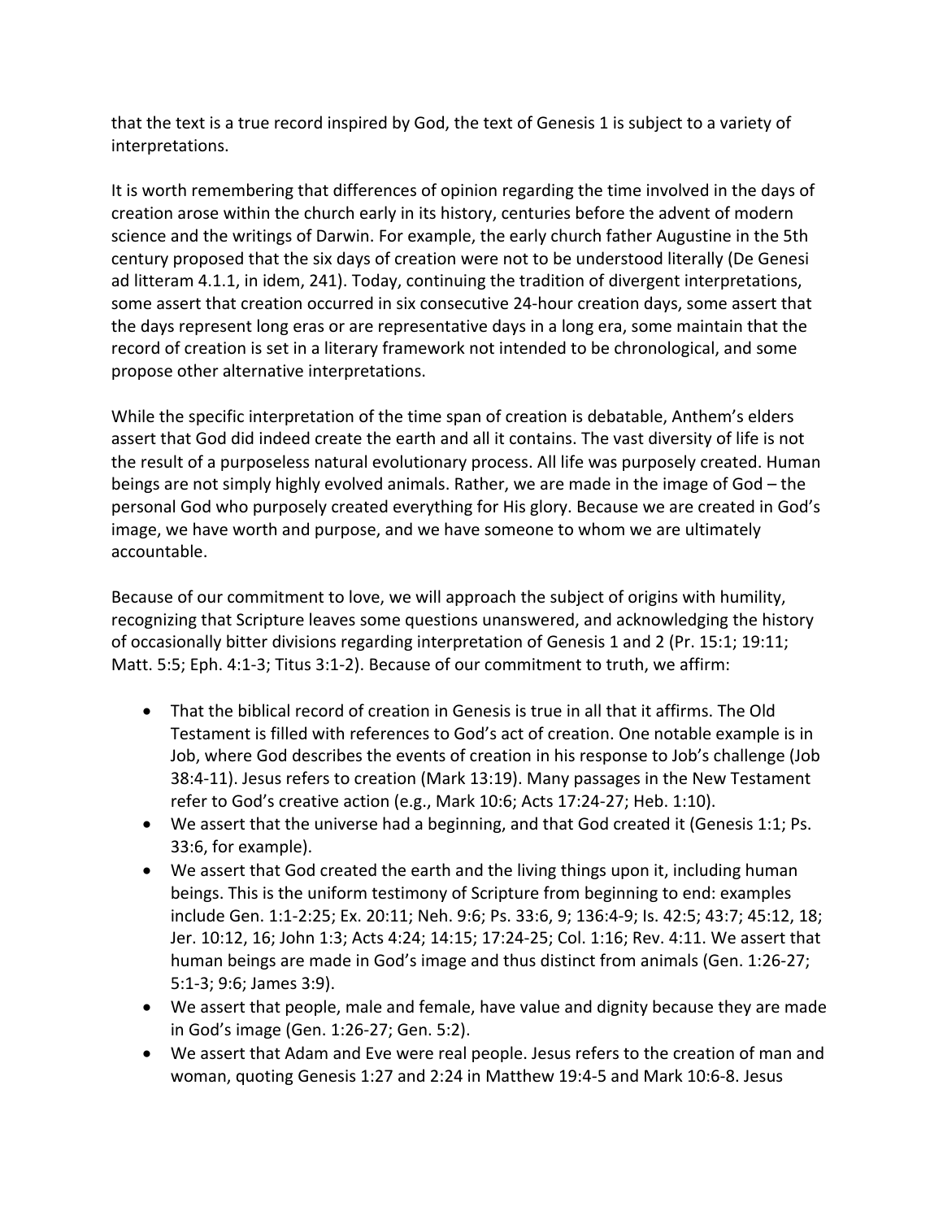that the text is a true record inspired by God, the text of Genesis 1 is subject to a variety of interpretations.

It is worth remembering that differences of opinion regarding the time involved in the days of creation arose within the church early in its history, centuries before the advent of modern science and the writings of Darwin. For example, the early church father Augustine in the 5th century proposed that the six days of creation were not to be understood literally (De Genesi ad litteram 4.1.1, in idem, 241). Today, continuing the tradition of divergent interpretations, some assert that creation occurred in six consecutive 24-hour creation days, some assert that the days represent long eras or are representative days in a long era, some maintain that the record of creation is set in a literary framework not intended to be chronological, and some propose other alternative interpretations.

While the specific interpretation of the time span of creation is debatable, Anthem's elders assert that God did indeed create the earth and all it contains. The vast diversity of life is not the result of a purposeless natural evolutionary process. All life was purposely created. Human beings are not simply highly evolved animals. Rather, we are made in the image of God – the personal God who purposely created everything for His glory. Because we are created in God's image, we have worth and purpose, and we have someone to whom we are ultimately accountable.

Because of our commitment to love, we will approach the subject of origins with humility, recognizing that Scripture leaves some questions unanswered, and acknowledging the history of occasionally bitter divisions regarding interpretation of Genesis 1 and 2 (Pr. 15:1; 19:11; Matt. 5:5; Eph. 4:1-3; Titus 3:1-2). Because of our commitment to truth, we affirm:

- That the biblical record of creation in Genesis is true in all that it affirms. The Old Testament is filled with references to God's act of creation. One notable example is in Job, where God describes the events of creation in his response to Job's challenge (Job 38:4-11). Jesus refers to creation (Mark 13:19). Many passages in the New Testament refer to God's creative action (e.g., Mark 10:6; Acts 17:24-27; Heb. 1:10).
- We assert that the universe had a beginning, and that God created it (Genesis 1:1; Ps. 33:6, for example).
- We assert that God created the earth and the living things upon it, including human beings. This is the uniform testimony of Scripture from beginning to end: examples include Gen. 1:1-2:25; Ex. 20:11; Neh. 9:6; Ps. 33:6, 9; 136:4-9; Is. 42:5; 43:7; 45:12, 18; Jer. 10:12, 16; John 1:3; Acts 4:24; 14:15; 17:24-25; Col. 1:16; Rev. 4:11. We assert that human beings are made in God's image and thus distinct from animals (Gen. 1:26-27; 5:1-3; 9:6; James 3:9).
- We assert that people, male and female, have value and dignity because they are made in God's image (Gen. 1:26-27; Gen. 5:2).
- We assert that Adam and Eve were real people. Jesus refers to the creation of man and woman, quoting Genesis 1:27 and 2:24 in Matthew 19:4-5 and Mark 10:6-8. Jesus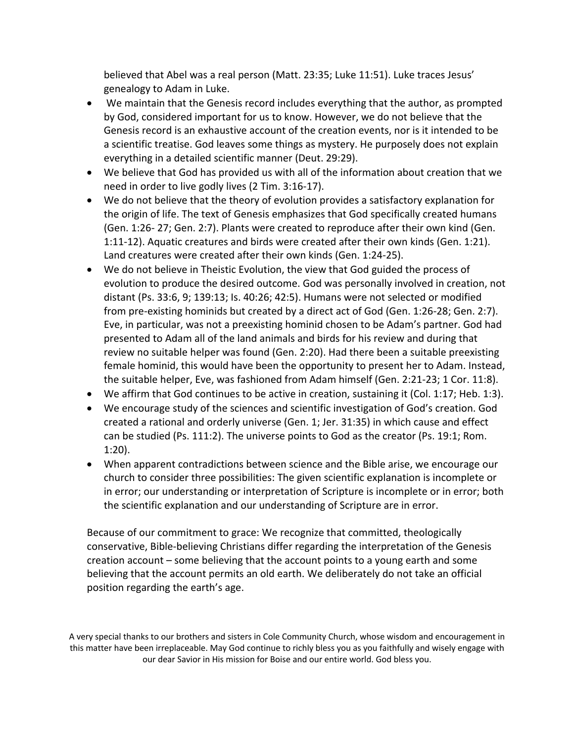believed that Abel was a real person (Matt. 23:35; Luke 11:51). Luke traces Jesus' genealogy to Adam in Luke.

- We maintain that the Genesis record includes everything that the author, as prompted by God, considered important for us to know. However, we do not believe that the Genesis record is an exhaustive account of the creation events, nor is it intended to be a scientific treatise. God leaves some things as mystery. He purposely does not explain everything in a detailed scientific manner (Deut. 29:29).
- We believe that God has provided us with all of the information about creation that we need in order to live godly lives (2 Tim. 3:16-17).
- We do not believe that the theory of evolution provides a satisfactory explanation for the origin of life. The text of Genesis emphasizes that God specifically created humans (Gen. 1:26- 27; Gen. 2:7). Plants were created to reproduce after their own kind (Gen. 1:11-12). Aquatic creatures and birds were created after their own kinds (Gen. 1:21). Land creatures were created after their own kinds (Gen. 1:24-25).
- We do not believe in Theistic Evolution, the view that God guided the process of evolution to produce the desired outcome. God was personally involved in creation, not distant (Ps. 33:6, 9; 139:13; Is. 40:26; 42:5). Humans were not selected or modified from pre-existing hominids but created by a direct act of God (Gen. 1:26-28; Gen. 2:7). Eve, in particular, was not a preexisting hominid chosen to be Adam's partner. God had presented to Adam all of the land animals and birds for his review and during that review no suitable helper was found (Gen. 2:20). Had there been a suitable preexisting female hominid, this would have been the opportunity to present her to Adam. Instead, the suitable helper, Eve, was fashioned from Adam himself (Gen. 2:21-23; 1 Cor. 11:8).
- We affirm that God continues to be active in creation, sustaining it (Col. 1:17; Heb. 1:3).
- We encourage study of the sciences and scientific investigation of God's creation. God created a rational and orderly universe (Gen. 1; Jer. 31:35) in which cause and effect can be studied (Ps. 111:2). The universe points to God as the creator (Ps. 19:1; Rom. 1:20).
- When apparent contradictions between science and the Bible arise, we encourage our church to consider three possibilities: The given scientific explanation is incomplete or in error; our understanding or interpretation of Scripture is incomplete or in error; both the scientific explanation and our understanding of Scripture are in error.

Because of our commitment to grace: We recognize that committed, theologically conservative, Bible-believing Christians differ regarding the interpretation of the Genesis creation account – some believing that the account points to a young earth and some believing that the account permits an old earth. We deliberately do not take an official position regarding the earth's age.

A very special thanks to our brothers and sisters in Cole Community Church, whose wisdom and encouragement in this matter have been irreplaceable. May God continue to richly bless you as you faithfully and wisely engage with our dear Savior in His mission for Boise and our entire world. God bless you.